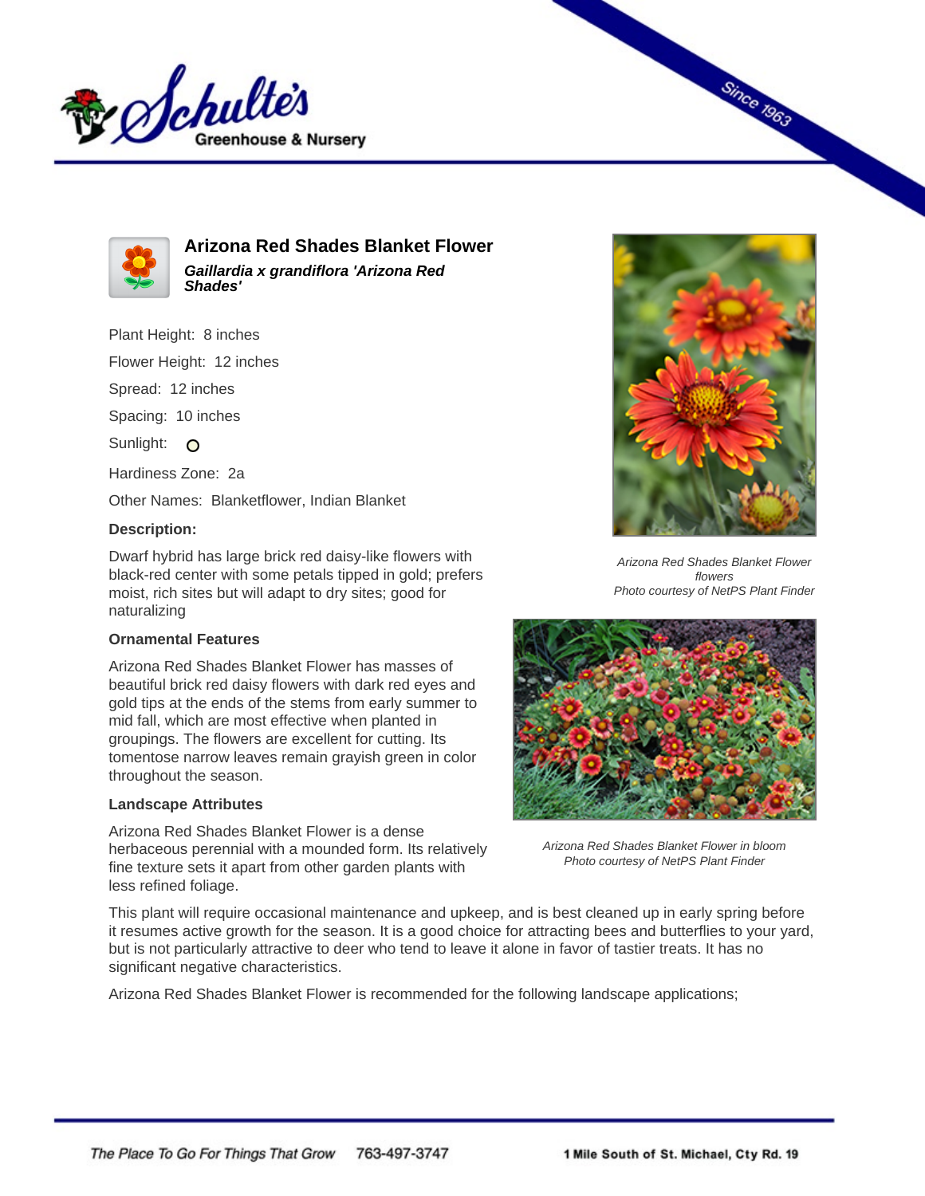# Arizona Red Shades Blanket Flower

***Gaillardia x grandiflora 'Arizona Red Shades'***

Plant Height: 8 inches

Flower Height: 12 inches

Spread: 12 inches

Spacing: 10 inches

Sunlight: 

Hardiness Zone: 2a

Other Names: Blanketflower, Indian Blanket

**Description:**

Dwarf hybrid has large brick red daisy-like flowers with black-red center with some petals tipped in gold; prefers moist, rich sites but will adapt to dry sites; good for naturalizing

*Arizona Red Shades Blanket Flower flowers*
*Photo courtesy of NetPS Plant Finder*

### Ornamental Features

Arizona Red Shades Blanket Flower has masses of beautiful brick red daisy flowers with dark red eyes and gold tips at the ends of the stems from early summer to mid fall, which are most effective when planted in groupings. The flowers are excellent for cutting. Its tomentose narrow leaves remain grayish green in color throughout the season.

### Landscape Attributes

Arizona Red Shades Blanket Flower is a dense herbaceous perennial with a mounded form. Its relatively fine texture sets it apart from other garden plants with less refined foliage.

*Arizona Red Shades Blanket Flower in bloom*
*Photo courtesy of NetPS Plant Finder*

This plant will require occasional maintenance and upkeep, and is best cleaned up in early spring before it resumes active growth for the season. It is a good choice for attracting bees and butterflies to your yard, but is not particularly attractive to deer who tend to leave it alone in favor of tastier treats. It has no significant negative characteristics.

Arizona Red Shades Blanket Flower is recommended for the following landscape applications;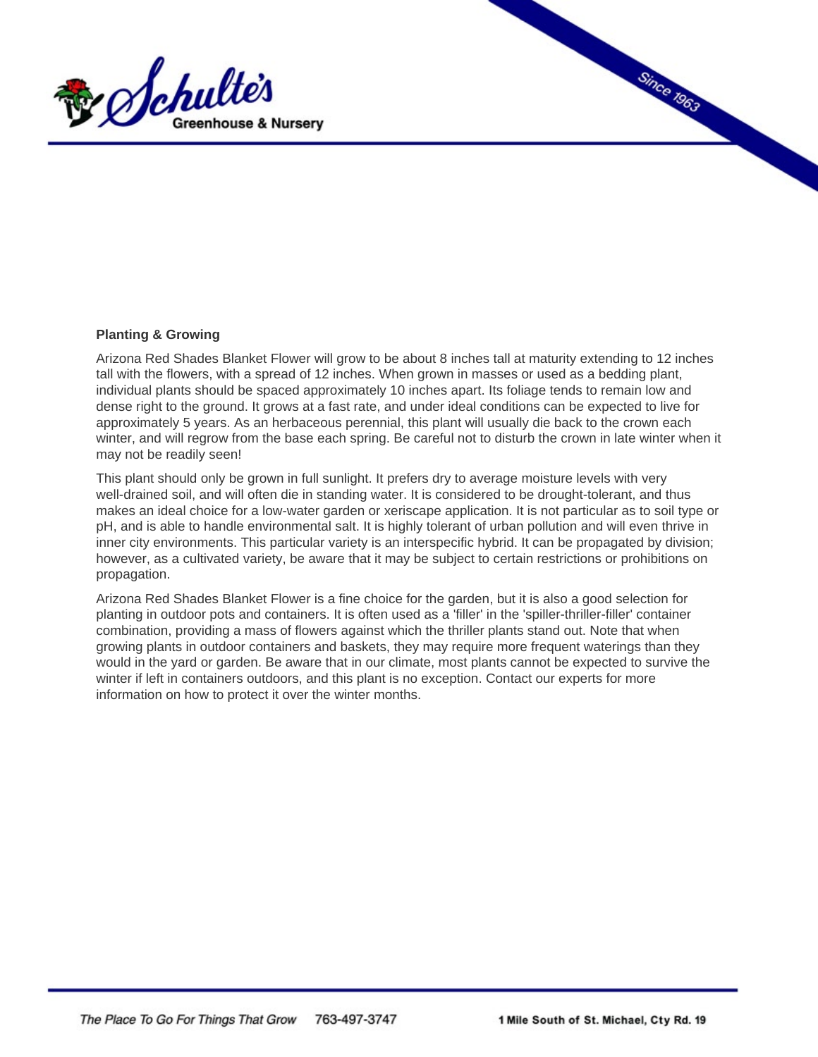**Planting & Growing**

Arizona Red Shades Blanket Flower will grow to be about 8 inches tall at maturity extending to 12 inches tall with the flowers, with a spread of 12 inches. When grown in masses or used as a bedding plant, individual plants should be spaced approximately 10 inches apart. Its foliage tends to remain low and dense right to the ground. It grows at a fast rate, and under ideal conditions can be expected to live for approximately 5 years. As an herbaceous perennial, this plant will usually die back to the crown each winter, and will regrow from the base each spring. Be careful not to disturb the crown in late winter when it may not be readily seen!

This plant should only be grown in full sunlight. It prefers dry to average moisture levels with very well-drained soil, and will often die in standing water. It is considered to be drought-tolerant, and thus makes an ideal choice for a low-water garden or xeriscape application. It is not particular as to soil type or pH, and is able to handle environmental salt. It is highly tolerant of urban pollution and will even thrive in inner city environments. This particular variety is an interspecific hybrid. It can be propagated by division; however, as a cultivated variety, be aware that it may be subject to certain restrictions or prohibitions on propagation.

Arizona Red Shades Blanket Flower is a fine choice for the garden, but it is also a good selection for planting in outdoor pots and containers. It is often used as a 'filler' in the 'spiller-thriller-filler' container combination, providing a mass of flowers against which the thriller plants stand out. Note that when growing plants in outdoor containers and baskets, they may require more frequent waterings than they would in the yard or garden. Be aware that in our climate, most plants cannot be expected to survive the winter if left in containers outdoors, and this plant is no exception. Contact our experts for more information on how to protect it over the winter months.